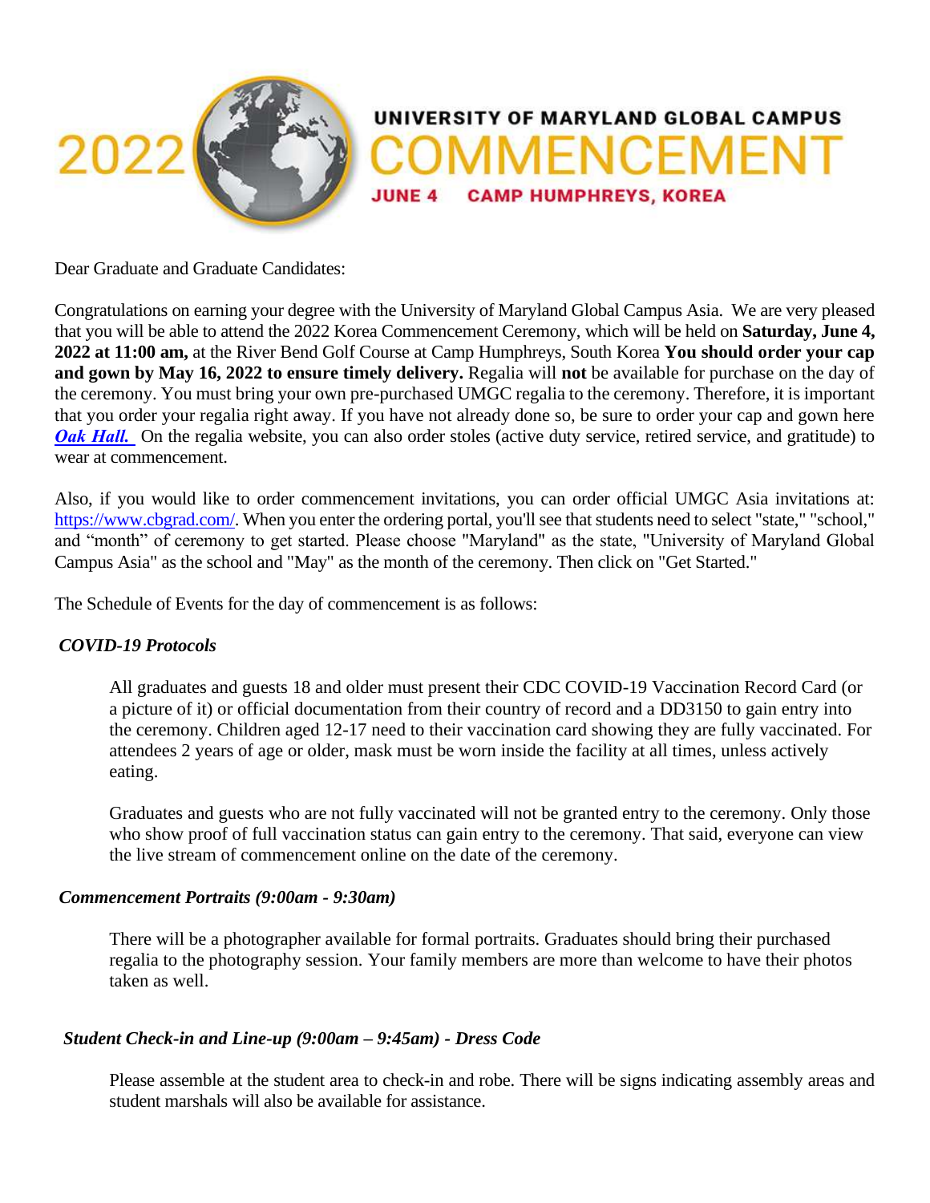# 2022 UNIVERSITY OF MARYLAND GLOBAL CAMPUS COMMENCEMENT

**JUNE 4 CAMP HUMPHREYS, KOREA**

Dear Graduate and Graduate Candidates:

Congratulations on earning your degree with the University of Maryland Global Campus Asia. We are very pleased that you will be able to attend the 2022 Korea Commencement Ceremony, which will be held on **Saturday, June 4, 2022 at 11:00 am,** at the River Bend Golf Course at Camp Humphreys, South Korea **You should order your cap and gown by May 16, 2022 to ensure timely delivery.** Regalia will **not** be available for purchase on the day of the ceremony. You must bring your own pre-purchased UMGC regalia to the ceremony. Therefore, it is important that you order your regalia right away. If you have not already done so, be sure to order your cap and gown here ***Oak Hall.*** On the regalia website, you can also order stoles (active duty service, retired service, and gratitude) to wear at commencement.

Also, if you would like to order commencement invitations, you can order official UMGC Asia invitations at: https://www.cbgrad.com/. When you enter the ordering portal, you'll see that students need to select "state," "school," and "month" of ceremony to get started. Please choose "Maryland" as the state, "University of Maryland Global Campus Asia" as the school and "May" as the month of the ceremony. Then click on "Get Started."

The Schedule of Events for the day of commencement is as follows:

***COVID-19 Protocols***

All graduates and guests 18 and older must present their CDC COVID-19 Vaccination Record Card (or a picture of it) or official documentation from their country of record and a DD3150 to gain entry into the ceremony. Children aged 12-17 need to their vaccination card showing they are fully vaccinated. For attendees 2 years of age or older, mask must be worn inside the facility at all times, unless actively eating.

Graduates and guests who are not fully vaccinated will not be granted entry to the ceremony. Only those who show proof of full vaccination status can gain entry to the ceremony. That said, everyone can view the live stream of commencement online on the date of the ceremony.

***Commencement Portraits (9:00am - 9:30am)***

There will be a photographer available for formal portraits. Graduates should bring their purchased regalia to the photography session. Your family members are more than welcome to have their photos taken as well.

***Student Check-in and Line-up (9:00am – 9:45am) - Dress Code***

Please assemble at the student area to check-in and robe. There will be signs indicating assembly areas and student marshals will also be available for assistance.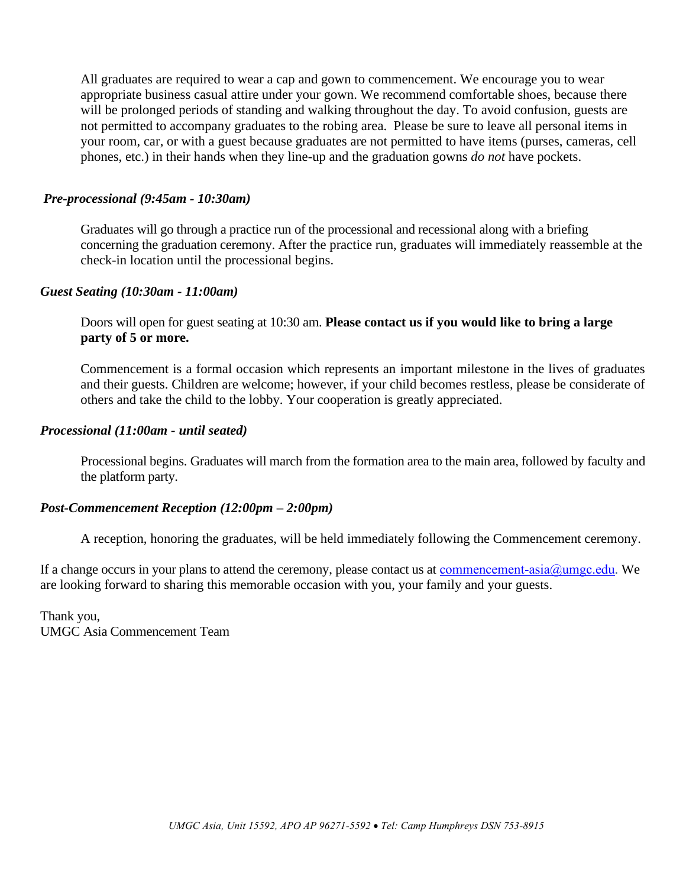All graduates are required to wear a cap and gown to commencement. We encourage you to wear appropriate business casual attire under your gown. We recommend comfortable shoes, because there will be prolonged periods of standing and walking throughout the day. To avoid confusion, guests are not permitted to accompany graduates to the robing area. Please be sure to leave all personal items in your room, car, or with a guest because graduates are not permitted to have items (purses, cameras, cell phones, etc.) in their hands when they line-up and the graduation gowns *do not* have pockets.

***Pre-processional (9:45am - 10:30am)***

Graduates will go through a practice run of the processional and recessional along with a briefing concerning the graduation ceremony. After the practice run, graduates will immediately reassemble at the check-in location until the processional begins.

***Guest Seating (10:30am - 11:00am)***

Doors will open for guest seating at 10:30 am. **Please contact us if you would like to bring a large party of 5 or more.**

Commencement is a formal occasion which represents an important milestone in the lives of graduates and their guests. Children are welcome; however, if your child becomes restless, please be considerate of others and take the child to the lobby. Your cooperation is greatly appreciated.

***Processional (11:00am - until seated)***

Processional begins. Graduates will march from the formation area to the main area, followed by faculty and the platform party.

***Post-Commencement Reception (12:00pm – 2:00pm)***

A reception, honoring the graduates, will be held immediately following the Commencement ceremony.

If a change occurs in your plans to attend the ceremony, please contact us at commencement-asia@umgc.edu. We are looking forward to sharing this memorable occasion with you, your family and your guests.

Thank you,
UMGC Asia Commencement Team

*UMGC Asia, Unit 15592, APO AP 96271-5592 • Tel: Camp Humphreys DSN 753-8915*